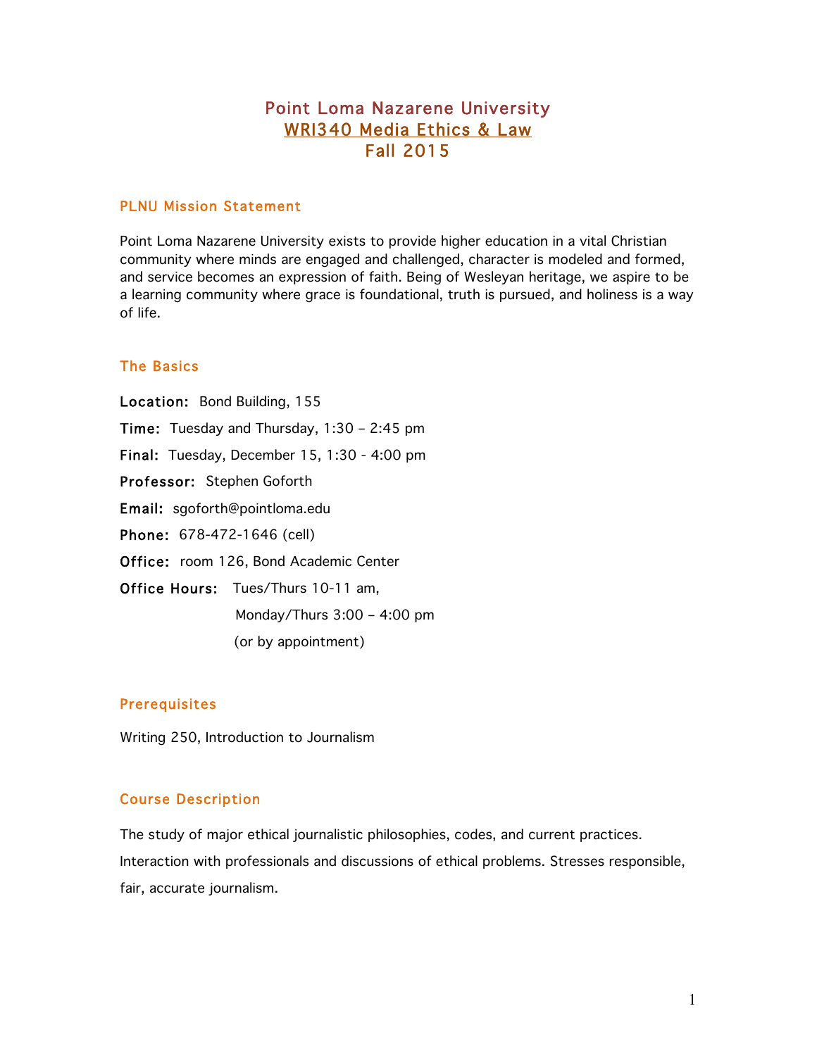# Point Loma Nazarene University
# WRI340 Media Ethics & Law
# Fall 2015

## PLNU Mission Statement

Point Loma Nazarene University exists to provide higher education in a vital Christian community where minds are engaged and challenged, character is modeled and formed, and service becomes an expression of faith. Being of Wesleyan heritage, we aspire to be a learning community where grace is foundational, truth is pursued, and holiness is a way of life.

## The Basics

**Location:** Bond Building, 155

**Time:** Tuesday and Thursday, 1:30 – 2:45 pm

**Final:** Tuesday, December 15, 1:30 - 4:00 pm

**Professor:** Stephen Goforth

**Email:** sgoforth@pointloma.edu

**Phone:** 678-472-1646 (cell)

**Office:** room 126, Bond Academic Center

**Office Hours:** Tues/Thurs 10-11 am,
Monday/Thurs 3:00 – 4:00 pm
(or by appointment)

## Prerequisites

Writing 250, Introduction to Journalism

## Course Description

The study of major ethical journalistic philosophies, codes, and current practices. Interaction with professionals and discussions of ethical problems. Stresses responsible, fair, accurate journalism.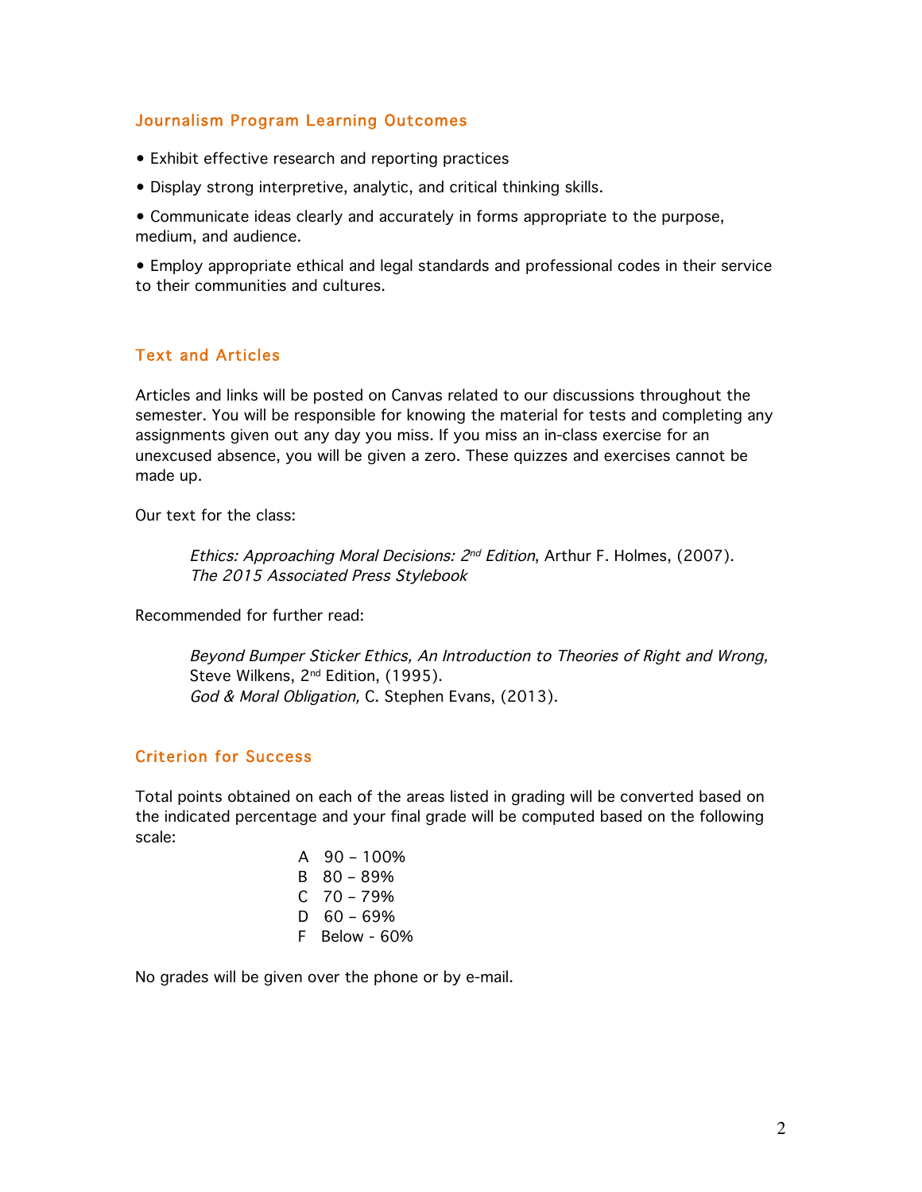## Journalism Program Learning Outcomes

- Exhibit effective research and reporting practices
- Display strong interpretive, analytic, and critical thinking skills.
- Communicate ideas clearly and accurately in forms appropriate to the purpose, medium, and audience.
- Employ appropriate ethical and legal standards and professional codes in their service to their communities and cultures.

## Text and Articles

Articles and links will be posted on Canvas related to our discussions throughout the semester. You will be responsible for knowing the material for tests and completing any assignments given out any day you miss. If you miss an in-class exercise for an unexcused absence, you will be given a zero. These quizzes and exercises cannot be made up.

Our text for the class:

> *Ethics: Approaching Moral Decisions: 2nd Edition*, Arthur F. Holmes, (2007).
> *The 2015 Associated Press Stylebook*

Recommended for further read:

> *Beyond Bumper Sticker Ethics, An Introduction to Theories of Right and Wrong,* Steve Wilkens, 2nd Edition, (1995).
> *God & Moral Obligation,* C. Stephen Evans, (2013).

## Criterion for Success

Total points obtained on each of the areas listed in grading will be converted based on the indicated percentage and your final grade will be computed based on the following scale:

A 90 – 100%
B 80 – 89%
C 70 – 79%
D 60 – 69%
F Below - 60%

No grades will be given over the phone or by e-mail.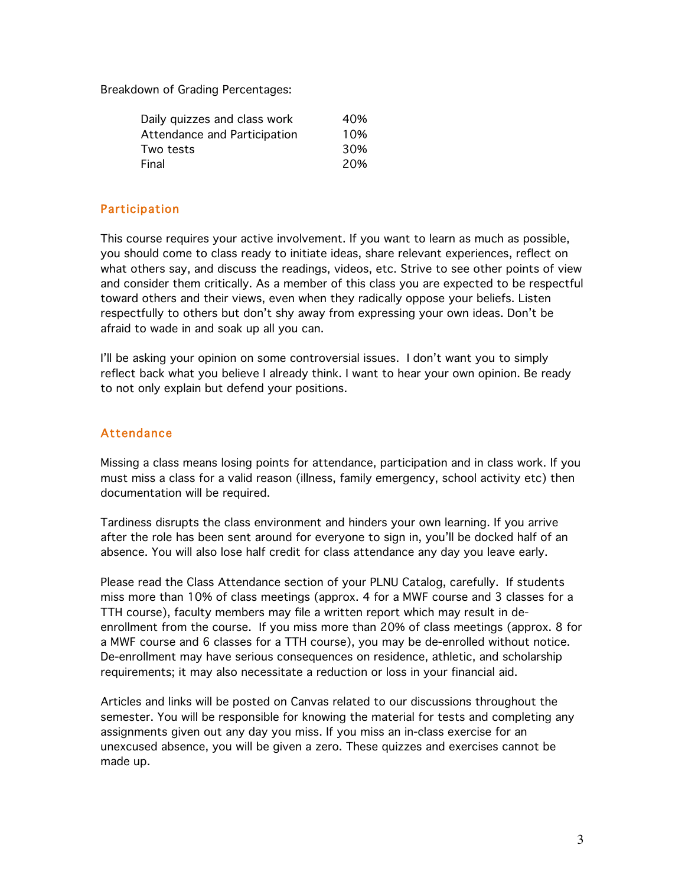Breakdown of Grading Percentages:

| | |
|---|---|
| Daily quizzes and class work | 40% |
| Attendance and Participation | 10% |
| Two tests | 30% |
| Final | 20% |

## Participation

This course requires your active involvement. If you want to learn as much as possible, you should come to class ready to initiate ideas, share relevant experiences, reflect on what others say, and discuss the readings, videos, etc. Strive to see other points of view and consider them critically. As a member of this class you are expected to be respectful toward others and their views, even when they radically oppose your beliefs. Listen respectfully to others but don't shy away from expressing your own ideas. Don't be afraid to wade in and soak up all you can.

I'll be asking your opinion on some controversial issues. I don't want you to simply reflect back what you believe I already think. I want to hear your own opinion. Be ready to not only explain but defend your positions.

## Attendance

Missing a class means losing points for attendance, participation and in class work. If you must miss a class for a valid reason (illness, family emergency, school activity etc) then documentation will be required.

Tardiness disrupts the class environment and hinders your own learning. If you arrive after the role has been sent around for everyone to sign in, you'll be docked half of an absence. You will also lose half credit for class attendance any day you leave early.

Please read the Class Attendance section of your PLNU Catalog, carefully. If students miss more than 10% of class meetings (approx. 4 for a MWF course and 3 classes for a TTH course), faculty members may file a written report which may result in de-enrollment from the course. If you miss more than 20% of class meetings (approx. 8 for a MWF course and 6 classes for a TTH course), you may be de-enrolled without notice. De-enrollment may have serious consequences on residence, athletic, and scholarship requirements; it may also necessitate a reduction or loss in your financial aid.

Articles and links will be posted on Canvas related to our discussions throughout the semester. You will be responsible for knowing the material for tests and completing any assignments given out any day you miss. If you miss an in-class exercise for an unexcused absence, you will be given a zero. These quizzes and exercises cannot be made up.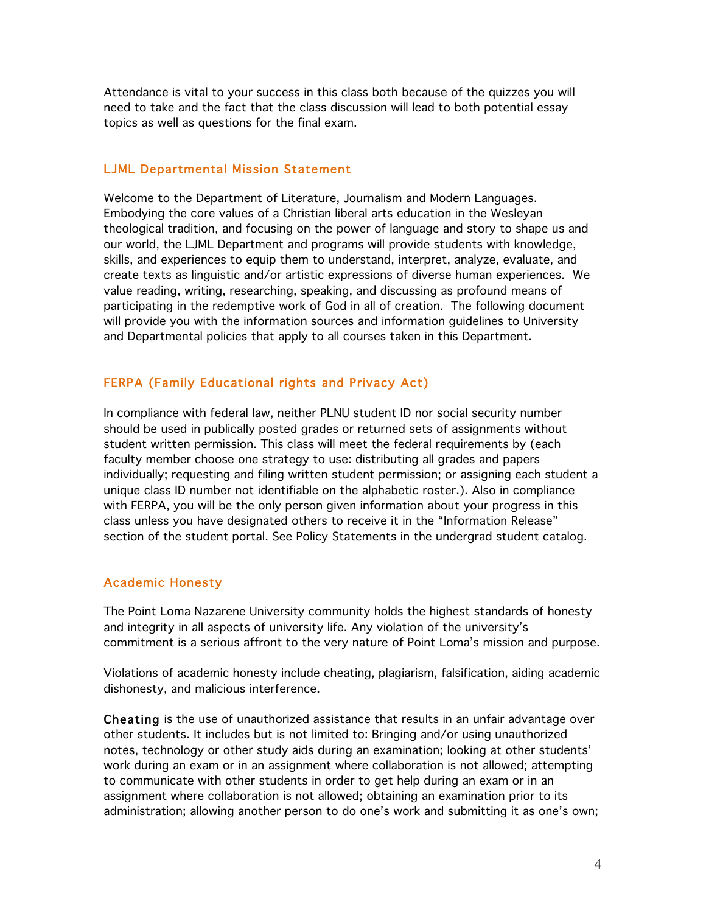Attendance is vital to your success in this class both because of the quizzes you will need to take and the fact that the class discussion will lead to both potential essay topics as well as questions for the final exam.

## LJML Departmental Mission Statement

Welcome to the Department of Literature, Journalism and Modern Languages. Embodying the core values of a Christian liberal arts education in the Wesleyan theological tradition, and focusing on the power of language and story to shape us and our world, the LJML Department and programs will provide students with knowledge, skills, and experiences to equip them to understand, interpret, analyze, evaluate, and create texts as linguistic and/or artistic expressions of diverse human experiences. We value reading, writing, researching, speaking, and discussing as profound means of participating in the redemptive work of God in all of creation. The following document will provide you with the information sources and information guidelines to University and Departmental policies that apply to all courses taken in this Department.

## FERPA (Family Educational rights and Privacy Act)

In compliance with federal law, neither PLNU student ID nor social security number should be used in publically posted grades or returned sets of assignments without student written permission. This class will meet the federal requirements by (each faculty member choose one strategy to use: distributing all grades and papers individually; requesting and filing written student permission; or assigning each student a unique class ID number not identifiable on the alphabetic roster.). Also in compliance with FERPA, you will be the only person given information about your progress in this class unless you have designated others to receive it in the "Information Release" section of the student portal. See Policy Statements in the undergrad student catalog.

## Academic Honesty

The Point Loma Nazarene University community holds the highest standards of honesty and integrity in all aspects of university life. Any violation of the university's commitment is a serious affront to the very nature of Point Loma's mission and purpose.

Violations of academic honesty include cheating, plagiarism, falsification, aiding academic dishonesty, and malicious interference.

**Cheating** is the use of unauthorized assistance that results in an unfair advantage over other students. It includes but is not limited to: Bringing and/or using unauthorized notes, technology or other study aids during an examination; looking at other students' work during an exam or in an assignment where collaboration is not allowed; attempting to communicate with other students in order to get help during an exam or in an assignment where collaboration is not allowed; obtaining an examination prior to its administration; allowing another person to do one's work and submitting it as one's own;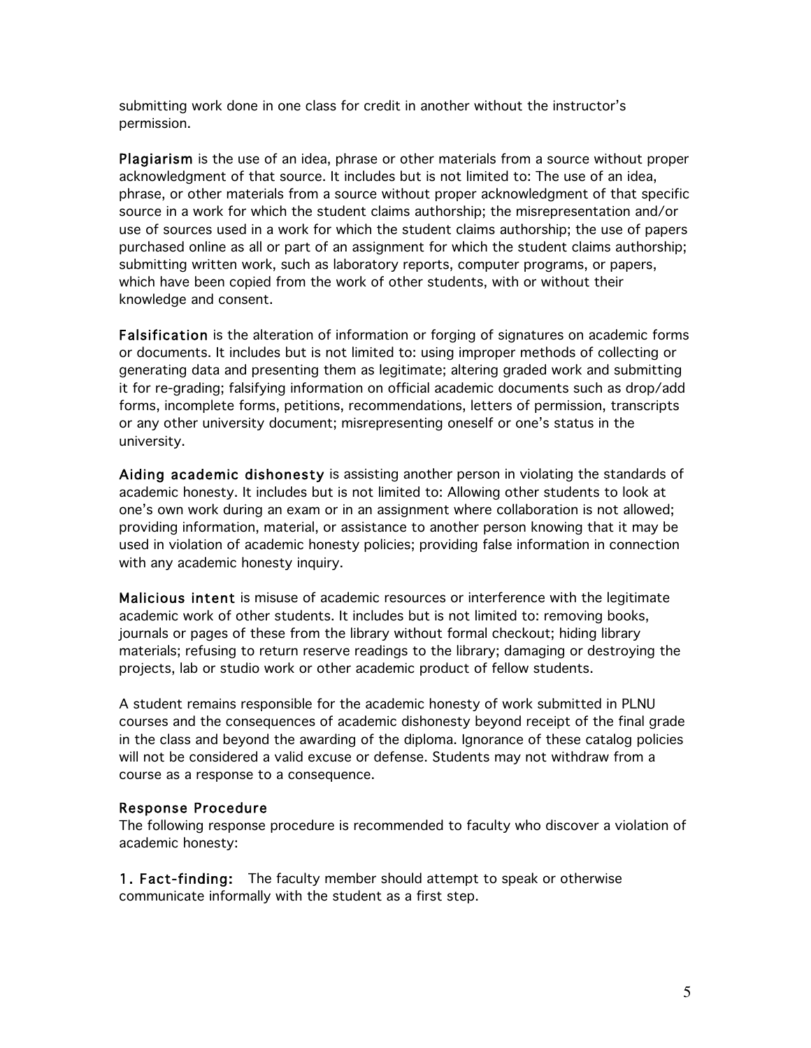submitting work done in one class for credit in another without the instructor's permission.

**Plagiarism** is the use of an idea, phrase or other materials from a source without proper acknowledgment of that source. It includes but is not limited to: The use of an idea, phrase, or other materials from a source without proper acknowledgment of that specific source in a work for which the student claims authorship; the misrepresentation and/or use of sources used in a work for which the student claims authorship; the use of papers purchased online as all or part of an assignment for which the student claims authorship; submitting written work, such as laboratory reports, computer programs, or papers, which have been copied from the work of other students, with or without their knowledge and consent.

**Falsification** is the alteration of information or forging of signatures on academic forms or documents. It includes but is not limited to: using improper methods of collecting or generating data and presenting them as legitimate; altering graded work and submitting it for re-grading; falsifying information on official academic documents such as drop/add forms, incomplete forms, petitions, recommendations, letters of permission, transcripts or any other university document; misrepresenting oneself or one's status in the university.

**Aiding academic dishonesty** is assisting another person in violating the standards of academic honesty. It includes but is not limited to: Allowing other students to look at one's own work during an exam or in an assignment where collaboration is not allowed; providing information, material, or assistance to another person knowing that it may be used in violation of academic honesty policies; providing false information in connection with any academic honesty inquiry.

**Malicious intent** is misuse of academic resources or interference with the legitimate academic work of other students. It includes but is not limited to: removing books, journals or pages of these from the library without formal checkout; hiding library materials; refusing to return reserve readings to the library; damaging or destroying the projects, lab or studio work or other academic product of fellow students.

A student remains responsible for the academic honesty of work submitted in PLNU courses and the consequences of academic dishonesty beyond receipt of the final grade in the class and beyond the awarding of the diploma. Ignorance of these catalog policies will not be considered a valid excuse or defense. Students may not withdraw from a course as a response to a consequence.

### Response Procedure

The following response procedure is recommended to faculty who discover a violation of academic honesty:

**1. Fact-finding:** The faculty member should attempt to speak or otherwise communicate informally with the student as a first step.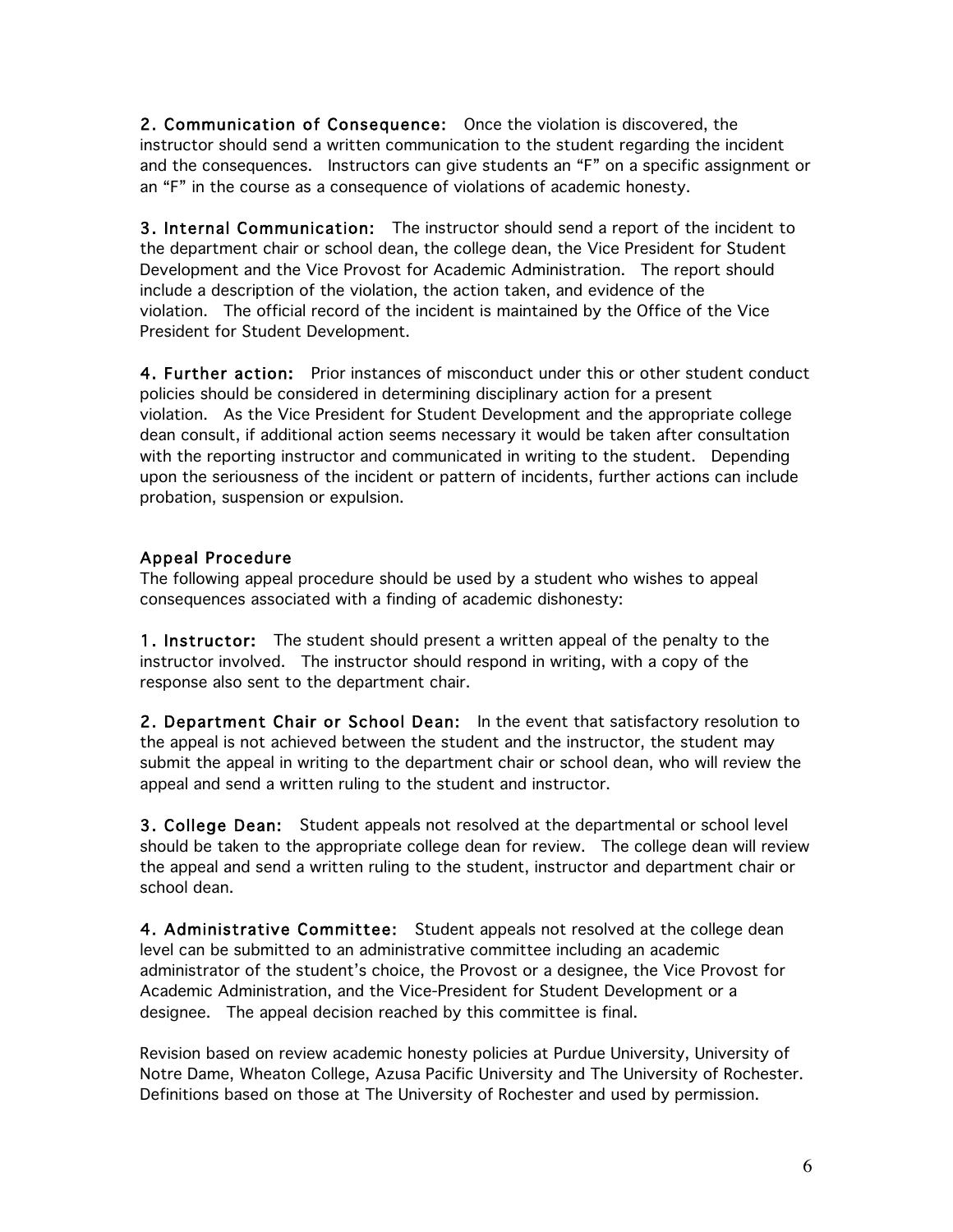**2. Communication of Consequence:** Once the violation is discovered, the instructor should send a written communication to the student regarding the incident and the consequences. Instructors can give students an "F" on a specific assignment or an "F" in the course as a consequence of violations of academic honesty.

**3. Internal Communication:** The instructor should send a report of the incident to the department chair or school dean, the college dean, the Vice President for Student Development and the Vice Provost for Academic Administration. The report should include a description of the violation, the action taken, and evidence of the violation. The official record of the incident is maintained by the Office of the Vice President for Student Development.

**4. Further action:** Prior instances of misconduct under this or other student conduct policies should be considered in determining disciplinary action for a present violation. As the Vice President for Student Development and the appropriate college dean consult, if additional action seems necessary it would be taken after consultation with the reporting instructor and communicated in writing to the student. Depending upon the seriousness of the incident or pattern of incidents, further actions can include probation, suspension or expulsion.

## Appeal Procedure

The following appeal procedure should be used by a student who wishes to appeal consequences associated with a finding of academic dishonesty:

**1. Instructor:** The student should present a written appeal of the penalty to the instructor involved. The instructor should respond in writing, with a copy of the response also sent to the department chair.

**2. Department Chair or School Dean:** In the event that satisfactory resolution to the appeal is not achieved between the student and the instructor, the student may submit the appeal in writing to the department chair or school dean, who will review the appeal and send a written ruling to the student and instructor.

**3. College Dean:** Student appeals not resolved at the departmental or school level should be taken to the appropriate college dean for review. The college dean will review the appeal and send a written ruling to the student, instructor and department chair or school dean.

**4. Administrative Committee:** Student appeals not resolved at the college dean level can be submitted to an administrative committee including an academic administrator of the student's choice, the Provost or a designee, the Vice Provost for Academic Administration, and the Vice-President for Student Development or a designee. The appeal decision reached by this committee is final.

Revision based on review academic honesty policies at Purdue University, University of Notre Dame, Wheaton College, Azusa Pacific University and The University of Rochester. Definitions based on those at The University of Rochester and used by permission.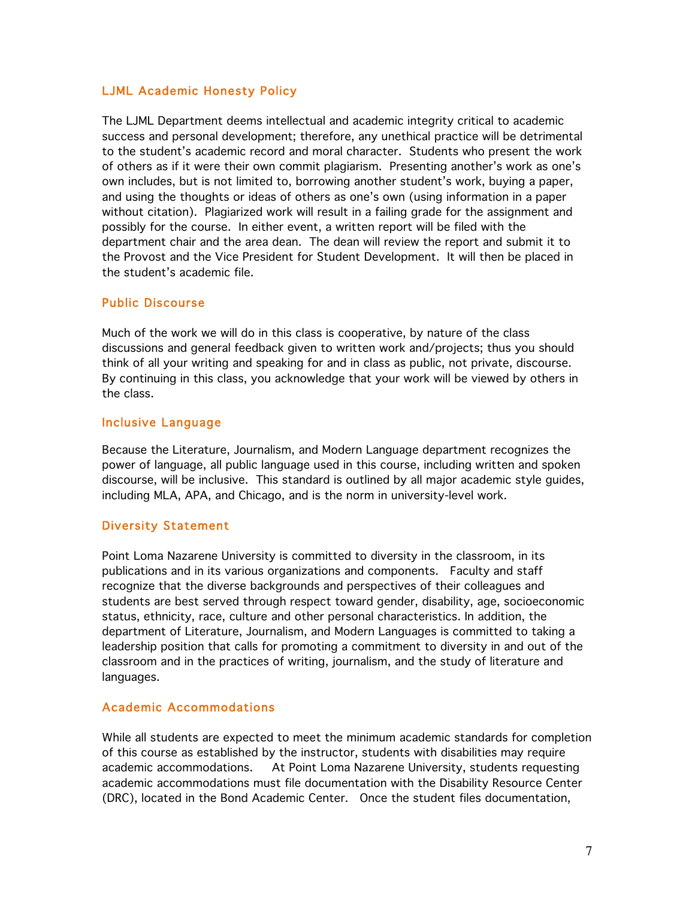## LJML Academic Honesty Policy

The LJML Department deems intellectual and academic integrity critical to academic success and personal development; therefore, any unethical practice will be detrimental to the student's academic record and moral character. Students who present the work of others as if it were their own commit plagiarism. Presenting another's work as one's own includes, but is not limited to, borrowing another student's work, buying a paper, and using the thoughts or ideas of others as one's own (using information in a paper without citation). Plagiarized work will result in a failing grade for the assignment and possibly for the course. In either event, a written report will be filed with the department chair and the area dean. The dean will review the report and submit it to the Provost and the Vice President for Student Development. It will then be placed in the student's academic file.

## Public Discourse

Much of the work we will do in this class is cooperative, by nature of the class discussions and general feedback given to written work and/projects; thus you should think of all your writing and speaking for and in class as public, not private, discourse. By continuing in this class, you acknowledge that your work will be viewed by others in the class.

## Inclusive Language

Because the Literature, Journalism, and Modern Language department recognizes the power of language, all public language used in this course, including written and spoken discourse, will be inclusive. This standard is outlined by all major academic style guides, including MLA, APA, and Chicago, and is the norm in university-level work.

## Diversity Statement

Point Loma Nazarene University is committed to diversity in the classroom, in its publications and in its various organizations and components. Faculty and staff recognize that the diverse backgrounds and perspectives of their colleagues and students are best served through respect toward gender, disability, age, socioeconomic status, ethnicity, race, culture and other personal characteristics. In addition, the department of Literature, Journalism, and Modern Languages is committed to taking a leadership position that calls for promoting a commitment to diversity in and out of the classroom and in the practices of writing, journalism, and the study of literature and languages.

## Academic Accommodations

While all students are expected to meet the minimum academic standards for completion of this course as established by the instructor, students with disabilities may require academic accommodations. At Point Loma Nazarene University, students requesting academic accommodations must file documentation with the Disability Resource Center (DRC), located in the Bond Academic Center. Once the student files documentation,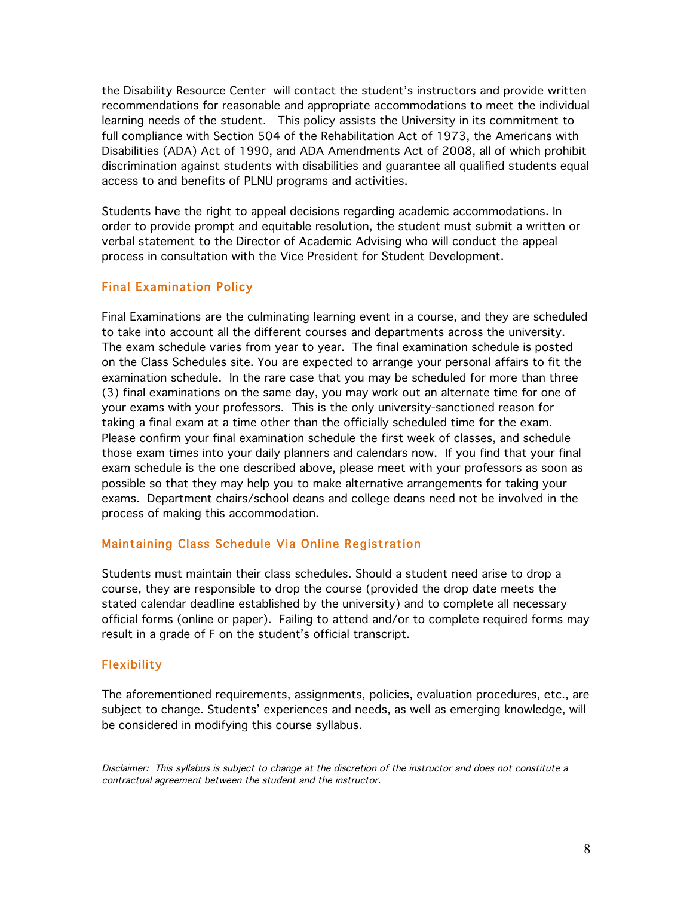the Disability Resource Center will contact the student's instructors and provide written recommendations for reasonable and appropriate accommodations to meet the individual learning needs of the student. This policy assists the University in its commitment to full compliance with Section 504 of the Rehabilitation Act of 1973, the Americans with Disabilities (ADA) Act of 1990, and ADA Amendments Act of 2008, all of which prohibit discrimination against students with disabilities and guarantee all qualified students equal access to and benefits of PLNU programs and activities.

Students have the right to appeal decisions regarding academic accommodations. In order to provide prompt and equitable resolution, the student must submit a written or verbal statement to the Director of Academic Advising who will conduct the appeal process in consultation with the Vice President for Student Development.

### Final Examination Policy

Final Examinations are the culminating learning event in a course, and they are scheduled to take into account all the different courses and departments across the university. The exam schedule varies from year to year. The final examination schedule is posted on the Class Schedules site. You are expected to arrange your personal affairs to fit the examination schedule. In the rare case that you may be scheduled for more than three (3) final examinations on the same day, you may work out an alternate time for one of your exams with your professors. This is the only university-sanctioned reason for taking a final exam at a time other than the officially scheduled time for the exam. Please confirm your final examination schedule the first week of classes, and schedule those exam times into your daily planners and calendars now. If you find that your final exam schedule is the one described above, please meet with your professors as soon as possible so that they may help you to make alternative arrangements for taking your exams. Department chairs/school deans and college deans need not be involved in the process of making this accommodation.

### Maintaining Class Schedule Via Online Registration

Students must maintain their class schedules. Should a student need arise to drop a course, they are responsible to drop the course (provided the drop date meets the stated calendar deadline established by the university) and to complete all necessary official forms (online or paper). Failing to attend and/or to complete required forms may result in a grade of F on the student's official transcript.

### Flexibility

The aforementioned requirements, assignments, policies, evaluation procedures, etc., are subject to change. Students' experiences and needs, as well as emerging knowledge, will be considered in modifying this course syllabus.

*Disclaimer: This syllabus is subject to change at the discretion of the instructor and does not constitute a contractual agreement between the student and the instructor.*